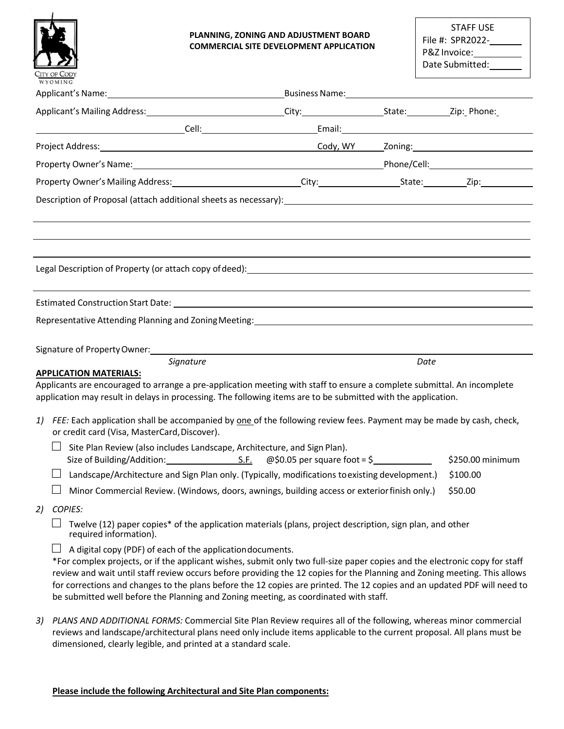CITY OF CODY
WYOMING

**PLANNING, ZONING AND ADJUSTMENT BOARD**
**COMMERCIAL SITE DEVELOPMENT APPLICATION**

STAFF USE
File #: SPR2022-______
P&Z Invoice:______
Date Submitted:______

Applicant's Name: ______ Business Name: ______

Applicant's Mailing Address: ______ City: ______ State: ______ Zip: Phone:

______ Cell: ______ Email: ______

Project Address: ______ Cody, WY ______ Zoning: ______

Property Owner's Name: ______ Phone/Cell: ______

Property Owner's Mailing Address: ______ City: ______ State: ______ Zip: ______

Description of Proposal (attach additional sheets as necessary): ______

Legal Description of Property (or attach copy of deed): ______

Estimated Construction Start Date: ______

Representative Attending Planning and Zoning Meeting: ______

Signature of Property Owner: ______

*Signature* *Date*

**APPLICATION MATERIALS:**

Applicants are encouraged to arrange a pre-application meeting with staff to ensure a complete submittal. An incomplete application may result in delays in processing. The following items are to be submitted with the application.

1) *FEE:* Each application shall be accompanied by one of the following review fees. Payment may be made by cash, check, or credit card (Visa, MasterCard, Discover).
   - ☐ Site Plan Review (also includes Landscape, Architecture, and Sign Plan).
     Size of Building/Addition: ______ S.F. @$0.05 per square foot = $______ $250.00 minimum
   - ☐ Landscape/Architecture and Sign Plan only. (Typically, modifications to existing development.) $100.00
   - ☐ Minor Commercial Review. (Windows, doors, awnings, building access or exterior finish only.) $50.00

2) *COPIES:*
   - ☐ Twelve (12) paper copies* of the application materials (plans, project description, sign plan, and other required information).
   - ☐ A digital copy (PDF) of each of the application documents.

   *For complex projects, or if the applicant wishes, submit only two full-size paper copies and the electronic copy for staff review and wait until staff review occurs before providing the 12 copies for the Planning and Zoning meeting. This allows for corrections and changes to the plans before the 12 copies are printed. The 12 copies and an updated PDF will need to be submitted well before the Planning and Zoning meeting, as coordinated with staff.

3) *PLANS AND ADDITIONAL FORMS:* Commercial Site Plan Review requires all of the following, whereas minor commercial reviews and landscape/architectural plans need only include items applicable to the current proposal. All plans must be dimensioned, clearly legible, and printed at a standard scale.

**Please include the following Architectural and Site Plan components:**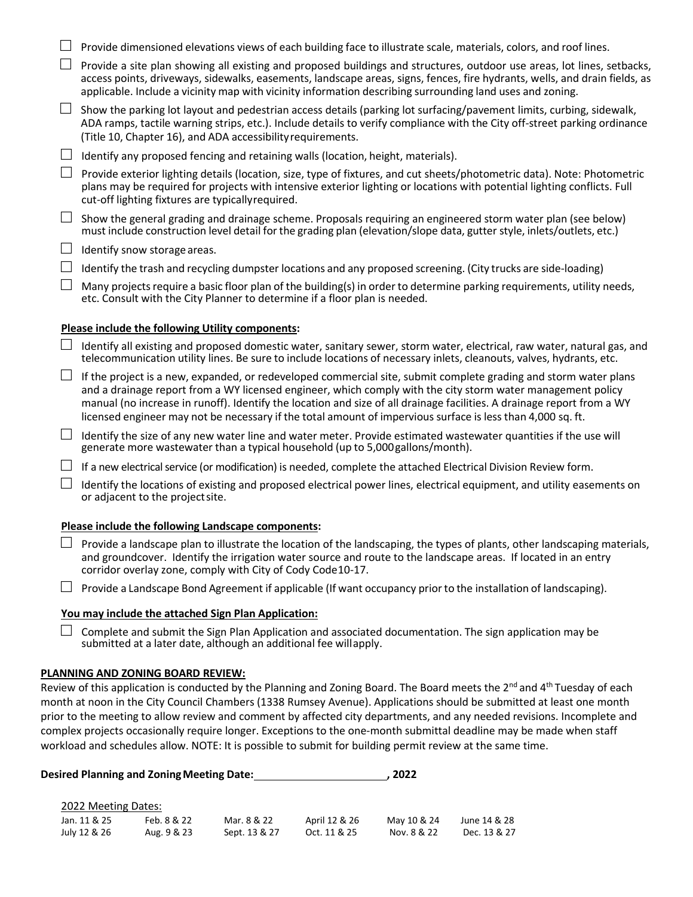- [ ] Provide dimensioned elevations views of each building face to illustrate scale, materials, colors, and roof lines.
- [ ] Provide a site plan showing all existing and proposed buildings and structures, outdoor use areas, lot lines, setbacks, access points, driveways, sidewalks, easements, landscape areas, signs, fences, fire hydrants, wells, and drain fields, as applicable. Include a vicinity map with vicinity information describing surrounding land uses and zoning.
- [ ] Show the parking lot layout and pedestrian access details (parking lot surfacing/pavement limits, curbing, sidewalk, ADA ramps, tactile warning strips, etc.). Include details to verify compliance with the City off-street parking ordinance (Title 10, Chapter 16), and ADA accessibility requirements.
- [ ] Identify any proposed fencing and retaining walls (location, height, materials).
- [ ] Provide exterior lighting details (location, size, type of fixtures, and cut sheets/photometric data). Note: Photometric plans may be required for projects with intensive exterior lighting or locations with potential lighting conflicts. Full cut-off lighting fixtures are typically required.
- [ ] Show the general grading and drainage scheme. Proposals requiring an engineered storm water plan (see below) must include construction level detail for the grading plan (elevation/slope data, gutter style, inlets/outlets, etc.)
- [ ] Identify snow storage areas.
- [ ] Identify the trash and recycling dumpster locations and any proposed screening. (City trucks are side-loading)
- [ ] Many projects require a basic floor plan of the building(s) in order to determine parking requirements, utility needs, etc. Consult with the City Planner to determine if a floor plan is needed.

**Please include the following Utility components:**

- [ ] Identify all existing and proposed domestic water, sanitary sewer, storm water, electrical, raw water, natural gas, and telecommunication utility lines. Be sure to include locations of necessary inlets, cleanouts, valves, hydrants, etc.
- [ ] If the project is a new, expanded, or redeveloped commercial site, submit complete grading and storm water plans and a drainage report from a WY licensed engineer, which comply with the city storm water management policy manual (no increase in runoff). Identify the location and size of all drainage facilities. A drainage report from a WY licensed engineer may not be necessary if the total amount of impervious surface is less than 4,000 sq. ft.
- [ ] Identify the size of any new water line and water meter. Provide estimated wastewater quantities if the use will generate more wastewater than a typical household (up to 5,000 gallons/month).
- [ ] If a new electrical service (or modification) is needed, complete the attached Electrical Division Review form.
- [ ] Identify the locations of existing and proposed electrical power lines, electrical equipment, and utility easements on or adjacent to the project site.

**Please include the following Landscape components:**

- [ ] Provide a landscape plan to illustrate the location of the landscaping, the types of plants, other landscaping materials, and groundcover. Identify the irrigation water source and route to the landscape areas. If located in an entry corridor overlay zone, comply with City of Cody Code 10-17.
- [ ] Provide a Landscape Bond Agreement if applicable (If want occupancy prior to the installation of landscaping).

**You may include the attached Sign Plan Application:**

- [ ] Complete and submit the Sign Plan Application and associated documentation. The sign application may be submitted at a later date, although an additional fee will apply.

**PLANNING AND ZONING BOARD REVIEW:**

Review of this application is conducted by the Planning and Zoning Board. The Board meets the 2nd and 4th Tuesday of each month at noon in the City Council Chambers (1338 Rumsey Avenue). Applications should be submitted at least one month prior to the meeting to allow review and comment by affected city departments, and any needed revisions. Incomplete and complex projects occasionally require longer. Exceptions to the one-month submittal deadline may be made when staff workload and schedules allow. NOTE: It is possible to submit for building permit review at the same time.

**Desired Planning and Zoning Meeting Date: ______________________, 2022**

2022 Meeting Dates:

| | | | | | |
|---|---|---|---|---|---|
| Jan. 11 & 25 | Feb. 8 & 22 | Mar. 8 & 22 | April 12 & 26 | May 10 & 24 | June 14 & 28 |
| July 12 & 26 | Aug. 9 & 23 | Sept. 13 & 27 | Oct. 11 & 25 | Nov. 8 & 22 | Dec. 13 & 27 |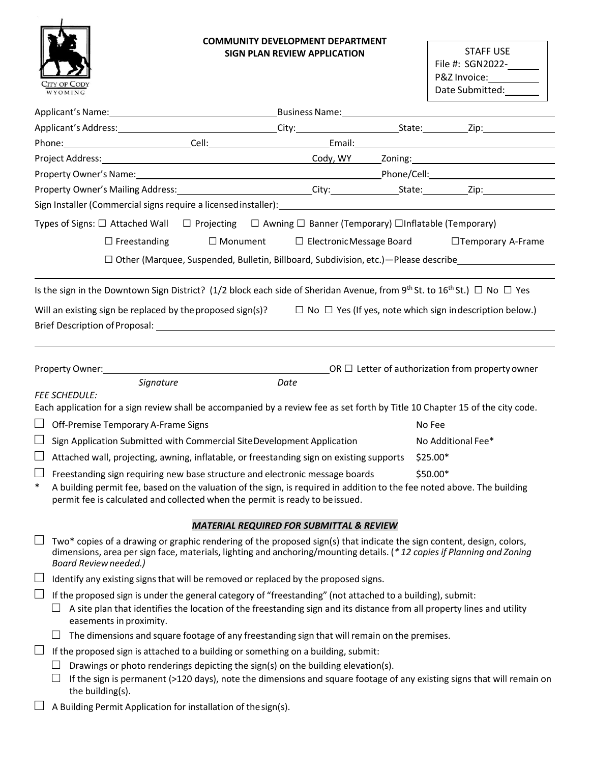**COMMUNITY DEVELOPMENT DEPARTMENT**
**SIGN PLAN REVIEW APPLICATION**

STAFF USE
File #: SGN2022-______
P&Z Invoice:__________
Date Submitted:_______

Applicant's Name:______________________________ Business Name:______________________________

Applicant's Address:______________________________ City:____________________ State:__________ Zip:______________

Phone:______________________ Cell:______________________ Email:______________________________

Project Address:______________________________________________ Cody, WY Zoning:______________________________

Property Owner's Name:______________________________________________ Phone/Cell:______________________________

Property Owner's Mailing Address:______________________ City:______________ State:__________ Zip:______________

Sign Installer (Commercial signs require a licensed installer):______________________________________________

Types of Signs: ☐ Attached Wall ☐ Projecting ☐ Awning ☐ Banner (Temporary) ☐Inflatable (Temporary)

☐ Freestanding ☐ Monument ☐ Electronic Message Board ☐Temporary A-Frame

☐ Other (Marquee, Suspended, Bulletin, Billboard, Subdivision, etc.)—Please describe__________________

---

Is the sign in the Downtown Sign District? (1/2 block each side of Sheridan Avenue, from 9th St. to 16th St.) ☐ No ☐ Yes

Will an existing sign be replaced by the proposed sign(s)? ☐ No ☐ Yes (If yes, note which sign in description below.)

Brief Description of Proposal: ______________________________________________________________

______________________________________________________________________________________

Property Owner:______________________________________________ OR ☐ Letter of authorization from property owner

*Signature* *Date*

*FEE SCHEDULE:*

Each application for a sign review shall be accompanied by a review fee as set forth by Title 10 Chapter 15 of the city code.

| | | |
|---|---|---|
| ☐ | Off-Premise Temporary A-Frame Signs | No Fee |
| ☐ | Sign Application Submitted with Commercial Site Development Application | No Additional Fee* |
| ☐ | Attached wall, projecting, awning, inflatable, or freestanding sign on existing supports | $25.00* |
| ☐ | Freestanding sign requiring new base structure and electronic message boards | $50.00* |

\* A building permit fee, based on the valuation of the sign, is required in addition to the fee noted above. The building permit fee is calculated and collected when the permit is ready to be issued.

### *MATERIAL REQUIRED FOR SUBMITTAL & REVIEW*

☐ Two* copies of a drawing or graphic rendering of the proposed sign(s) that indicate the sign content, design, colors, dimensions, area per sign face, materials, lighting and anchoring/mounting details. (*\* 12 copies if Planning and Zoning Board Review needed.)*

☐ Identify any existing signs that will be removed or replaced by the proposed signs.

☐ If the proposed sign is under the general category of "freestanding" (not attached to a building), submit:

- ☐ A site plan that identifies the location of the freestanding sign and its distance from all property lines and utility easements in proximity.
- ☐ The dimensions and square footage of any freestanding sign that will remain on the premises.

☐ If the proposed sign is attached to a building or something on a building, submit:

- ☐ Drawings or photo renderings depicting the sign(s) on the building elevation(s).
- ☐ If the sign is permanent (>120 days), note the dimensions and square footage of any existing signs that will remain on the building(s).

☐ A Building Permit Application for installation of the sign(s).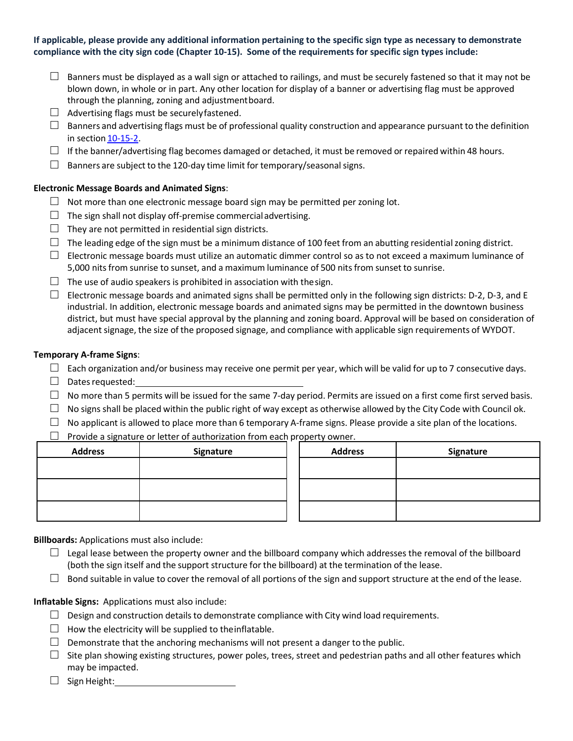**If applicable, please provide any additional information pertaining to the specific sign type as necessary to demonstrate compliance with the city sign code (Chapter 10-15). Some of the requirements for specific sign types include:**

- ☐ Banners must be displayed as a wall sign or attached to railings, and must be securely fastened so that it may not be blown down, in whole or in part. Any other location for display of a banner or advertising flag must be approved through the planning, zoning and adjustment board.
- ☐ Advertising flags must be securely fastened.
- ☐ Banners and advertising flags must be of professional quality construction and appearance pursuant to the definition in section [10-15-2](10-15-2).
- ☐ If the banner/advertising flag becomes damaged or detached, it must be removed or repaired within 48 hours.
- ☐ Banners are subject to the 120-day time limit for temporary/seasonal signs.

**Electronic Message Boards and Animated Signs**:

- ☐ Not more than one electronic message board sign may be permitted per zoning lot.
- ☐ The sign shall not display off-premise commercial advertising.
- ☐ They are not permitted in residential sign districts.
- ☐ The leading edge of the sign must be a minimum distance of 100 feet from an abutting residential zoning district.
- ☐ Electronic message boards must utilize an automatic dimmer control so as to not exceed a maximum luminance of 5,000 nits from sunrise to sunset, and a maximum luminance of 500 nits from sunset to sunrise.
- ☐ The use of audio speakers is prohibited in association with the sign.
- ☐ Electronic message boards and animated signs shall be permitted only in the following sign districts: D-2, D-3, and E industrial. In addition, electronic message boards and animated signs may be permitted in the downtown business district, but must have special approval by the planning and zoning board. Approval will be based on consideration of adjacent signage, the size of the proposed signage, and compliance with applicable sign requirements of WYDOT.

**Temporary A-frame Signs**:

- ☐ Each organization and/or business may receive one permit per year, which will be valid for up to 7 consecutive days.
- ☐ Dates requested: ______________________________
- ☐ No more than 5 permits will be issued for the same 7-day period. Permits are issued on a first come first served basis.
- ☐ No signs shall be placed within the public right of way except as otherwise allowed by the City Code with Council ok.
- ☐ No applicant is allowed to place more than 6 temporary A-frame signs. Please provide a site plan of the locations.
- ☐ Provide a signature or letter of authorization from each property owner.

| Address | Signature | Address | Signature |
|---|---|---|---|
| | | | |
| | | | |
| | | | |

**Billboards:** Applications must also include:

- ☐ Legal lease between the property owner and the billboard company which addresses the removal of the billboard (both the sign itself and the support structure for the billboard) at the termination of the lease.
- ☐ Bond suitable in value to cover the removal of all portions of the sign and support structure at the end of the lease.

**Inflatable Signs:** Applications must also include:

- ☐ Design and construction details to demonstrate compliance with City wind load requirements.
- ☐ How the electricity will be supplied to the inflatable.
- ☐ Demonstrate that the anchoring mechanisms will not present a danger to the public.
- ☐ Site plan showing existing structures, power poles, trees, street and pedestrian paths and all other features which may be impacted.
- ☐ Sign Height: ______________________________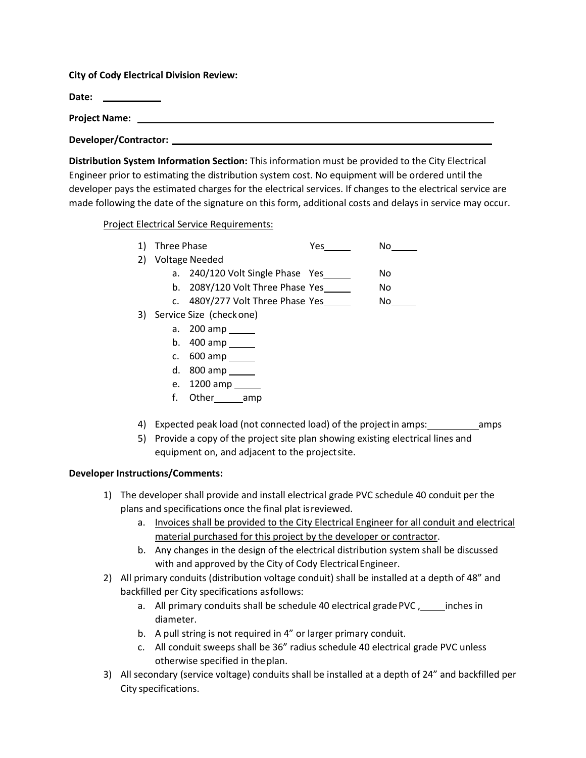**City of Cody Electrical Division Review:**

**Date:** \_\_\_\_\_\_\_\_\_\_\_\_

**Project Name:** \_\_\_\_\_\_\_\_\_\_\_\_\_\_\_\_\_\_\_\_\_\_\_\_\_\_\_\_\_\_\_\_\_\_\_\_\_\_\_\_\_\_\_\_\_\_\_\_\_\_\_\_\_\_\_\_\_\_\_\_

**Developer/Contractor:** \_\_\_\_\_\_\_\_\_\_\_\_\_\_\_\_\_\_\_\_\_\_\_\_\_\_\_\_\_\_\_\_\_\_\_\_\_\_\_\_\_\_\_\_\_\_\_\_\_\_\_\_\_\_

**Distribution System Information Section:** This information must be provided to the City Electrical Engineer prior to estimating the distribution system cost. No equipment will be ordered until the developer pays the estimated charges for the electrical services. If changes to the electrical service are made following the date of the signature on this form, additional costs and delays in service may occur.

<u>Project Electrical Service Requirements:</u>

1) Three Phase Yes\_\_\_\_\_ No\_\_\_\_\_
2) Voltage Needed
   a. 240/120 Volt Single Phase Yes\_\_\_\_\_ No
   b. 208Y/120 Volt Three Phase Yes\_\_\_\_\_ No
   c. 480Y/277 Volt Three Phase Yes\_\_\_\_\_ No\_\_\_\_\_
3) Service Size (check one)
   a. 200 amp \_\_\_\_\_
   b. 400 amp \_\_\_\_\_
   c. 600 amp \_\_\_\_\_
   d. 800 amp \_\_\_\_\_
   e. 1200 amp \_\_\_\_\_
   f. Other\_\_\_\_\_amp
4) Expected peak load (not connected load) of the project in amps:\_\_\_\_\_\_\_\_\_\_amps
5) Provide a copy of the project site plan showing existing electrical lines and equipment on, and adjacent to the project site.

**Developer Instructions/Comments:**

1) The developer shall provide and install electrical grade PVC schedule 40 conduit per the plans and specifications once the final plat is reviewed.
   a. <u>Invoices shall be provided to the City Electrical Engineer for all conduit and electrical material purchased for this project by the developer or contractor</u>.
   b. Any changes in the design of the electrical distribution system shall be discussed with and approved by the City of Cody Electrical Engineer.
2) All primary conduits (distribution voltage conduit) shall be installed at a depth of 48" and backfilled per City specifications as follows:
   a. All primary conduits shall be schedule 40 electrical grade PVC , \_\_\_\_\_inches in diameter.
   b. A pull string is not required in 4" or larger primary conduit.
   c. All conduit sweeps shall be 36" radius schedule 40 electrical grade PVC unless otherwise specified in the plan.
3) All secondary (service voltage) conduits shall be installed at a depth of 24" and backfilled per City specifications.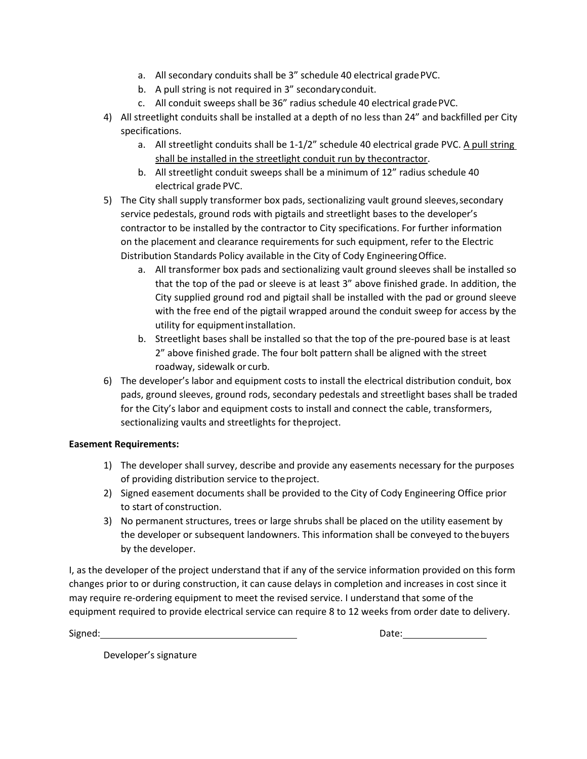a. All secondary conduits shall be 3” schedule 40 electrical grade PVC.
   b. A pull string is not required in 3” secondary conduit.
   c. All conduit sweeps shall be 36” radius schedule 40 electrical grade PVC.

4) All streetlight conduits shall be installed at a depth of no less than 24” and backfilled per City specifications.
   a. All streetlight conduits shall be 1-1/2” schedule 40 electrical grade PVC. <u>A pull string shall be installed in the streetlight conduit run by the contractor</u>.
   b. All streetlight conduit sweeps shall be a minimum of 12” radius schedule 40 electrical grade PVC.
5) The City shall supply transformer box pads, sectionalizing vault ground sleeves, secondary service pedestals, ground rods with pigtails and streetlight bases to the developer’s contractor to be installed by the contractor to City specifications. For further information on the placement and clearance requirements for such equipment, refer to the Electric Distribution Standards Policy available in the City of Cody Engineering Office.
   a. All transformer box pads and sectionalizing vault ground sleeves shall be installed so that the top of the pad or sleeve is at least 3” above finished grade. In addition, the City supplied ground rod and pigtail shall be installed with the pad or ground sleeve with the free end of the pigtail wrapped around the conduit sweep for access by the utility for equipment installation.
   b. Streetlight bases shall be installed so that the top of the pre-poured base is at least 2” above finished grade. The four bolt pattern shall be aligned with the street roadway, sidewalk or curb.
6) The developer’s labor and equipment costs to install the electrical distribution conduit, box pads, ground sleeves, ground rods, secondary pedestals and streetlight bases shall be traded for the City’s labor and equipment costs to install and connect the cable, transformers, sectionalizing vaults and streetlights for the project.

**Easement Requirements:**

1) The developer shall survey, describe and provide any easements necessary for the purposes of providing distribution service to the project.
2) Signed easement documents shall be provided to the City of Cody Engineering Office prior to start of construction.
3) No permanent structures, trees or large shrubs shall be placed on the utility easement by the developer or subsequent landowners. This information shall be conveyed to the buyers by the developer.

I, as the developer of the project understand that if any of the service information provided on this form changes prior to or during construction, it can cause delays in completion and increases in cost since it may require re-ordering equipment to meet the revised service. I understand that some of the equipment required to provide electrical service can require 8 to 12 weeks from order date to delivery.

Signed:\_\_\_\_\_\_\_\_\_\_\_\_\_\_\_\_\_\_\_\_\_\_\_\_\_\_\_\_\_\_\_\_\_\_\_\_ Date:\_\_\_\_\_\_\_\_\_\_\_\_\_\_\_\_

Developer’s signature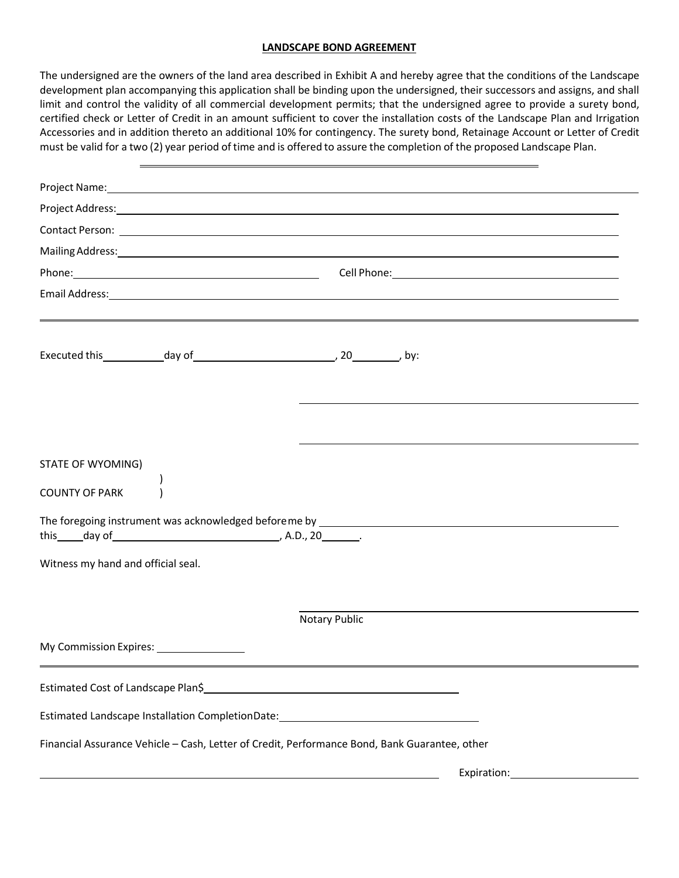**LANDSCAPE BOND AGREEMENT**

The undersigned are the owners of the land area described in Exhibit A and hereby agree that the conditions of the Landscape development plan accompanying this application shall be binding upon the undersigned, their successors and assigns, and shall limit and control the validity of all commercial development permits; that the undersigned agree to provide a surety bond, certified check or Letter of Credit in an amount sufficient to cover the installation costs of the Landscape Plan and Irrigation Accessories and in addition thereto an additional 10% for contingency. The surety bond, Retainage Account or Letter of Credit must be valid for a two (2) year period of time and is offered to assure the completion of the proposed Landscape Plan.

---

Project Name: ______________________________

Project Address: ______________________________

Contact Person: ______________________________

Mailing Address: ______________________________

Phone: ______________________ Cell Phone: ______________________

Email Address: ______________________________

---

Executed this ________ day of ____________________, 20______, by:

______________________________

______________________________

STATE OF WYOMING)
)
COUNTY OF PARK )

The foregoing instrument was acknowledged before me by ______________________________
this _____ day of ____________________, A.D., 20______.

Witness my hand and official seal.

______________________________
Notary Public

My Commission Expires: ______________

---

Estimated Cost of Landscape Plan$ ______________________________

Estimated Landscape Installation Completion Date: ______________________

Financial Assurance Vehicle – Cash, Letter of Credit, Performance Bond, Bank Guarantee, other

______________________________ Expiration: ______________